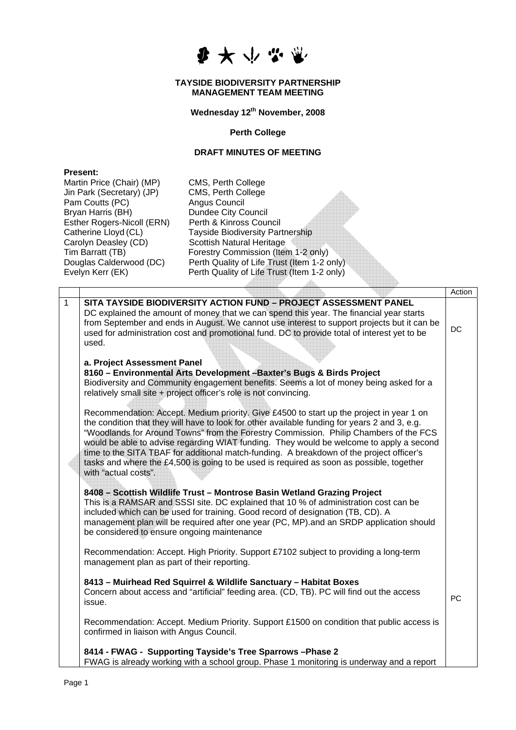**TAYSIDE BIODIVERSITY PARTNERSHIP**
**MANAGEMENT TEAM MEETING**

**Wednesday 12th November, 2008**

**Perth College**

**DRAFT MINUTES OF MEETING**

**Present:**

| | |
|---|---|
| Martin Price (Chair) (MP) | CMS, Perth College |
| Jin Park (Secretary) (JP) | CMS, Perth College |
| Pam Coutts (PC) | Angus Council |
| Bryan Harris (BH) | Dundee City Council |
| Esther Rogers-Nicoll (ERN) | Perth & Kinross Council |
| Catherine Lloyd (CL) | Tayside Biodiversity Partnership |
| Carolyn Deasley (CD) | Scottish Natural Heritage |
| Tim Barratt (TB) | Forestry Commission (Item 1-2 only) |
| Douglas Calderwood (DC) | Perth Quality of Life Trust (Item 1-2 only) |
| Evelyn Kerr (EK) | Perth Quality of Life Trust (Item 1-2 only) |

| | | Action |
|---|---|---|
| 1 | **SITA TAYSIDE BIODIVERSITY ACTION FUND – PROJECT ASSESSMENT PANEL**<br>DC explained the amount of money that we can spend this year. The financial year starts from September and ends in August. We cannot use interest to support projects but it can be used for administration cost and promotional fund. DC to provide total of interest yet to be used. | DC |
| | **a. Project Assessment Panel**<br>**8160 – Environmental Arts Development –Baxter's Bugs & Birds Project**<br>Biodiversity and Community engagement benefits. Seems a lot of money being asked for a relatively small site + project officer's role is not convincing. | |
| | Recommendation: Accept. Medium priority. Give £4500 to start up the project in year 1 on the condition that they will have to look for other available funding for years 2 and 3, e.g. "Woodlands for Around Towns" from the Forestry Commission. Philip Chambers of the FCS would be able to advise regarding WIAT funding. They would be welcome to apply a second time to the SITA TBAF for additional match-funding. A breakdown of the project officer's tasks and where the £4,500 is going to be used is required as soon as possible, together with "actual costs". | |
| | **8408 – Scottish Wildlife Trust – Montrose Basin Wetland Grazing Project**<br>This is a RAMSAR and SSSI site. DC explained that 10 % of administration cost can be included which can be used for training. Good record of designation (TB, CD). A management plan will be required after one year (PC, MP).and an SRDP application should be considered to ensure ongoing maintenance | |
| | Recommendation: Accept. High Priority. Support £7102 subject to providing a long-term management plan as part of their reporting. | |
| | **8413 – Muirhead Red Squirrel & Wildlife Sanctuary – Habitat Boxes**<br>Concern about access and "artificial" feeding area. (CD, TB). PC will find out the access issue. | PC |
| | Recommendation: Accept. Medium Priority. Support £1500 on condition that public access is confirmed in liaison with Angus Council. | |
| | **8414 - FWAG - Supporting Tayside's Tree Sparrows –Phase 2**<br>FWAG is already working with a school group. Phase 1 monitoring is underway and a report | |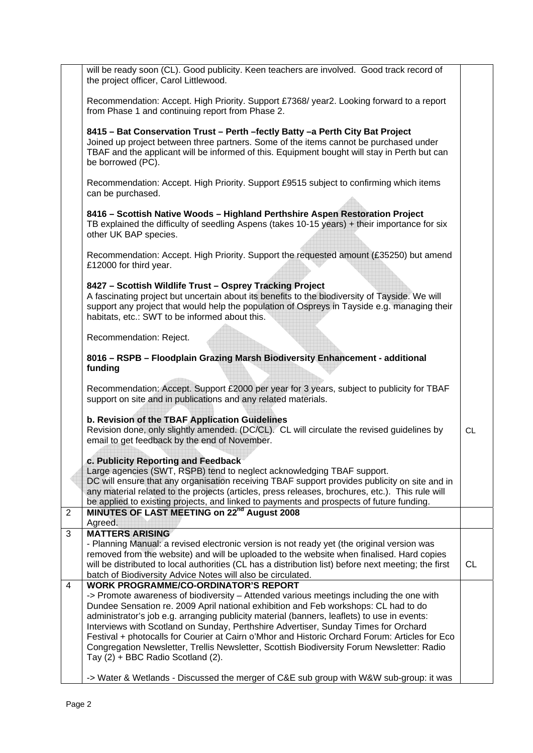| | | |
|---|---|---|
| | will be ready soon (CL). Good publicity. Keen teachers are involved. Good track record of the project officer, Carol Littlewood.<br><br>Recommendation: Accept. High Priority. Support £7368/ year2. Looking forward to a report from Phase 1 and continuing report from Phase 2.<br><br>**8415 – Bat Conservation Trust – Perth –fectly Batty –a Perth City Bat Project**<br>Joined up project between three partners. Some of the items cannot be purchased under TBAF and the applicant will be informed of this. Equipment bought will stay in Perth but can be borrowed (PC).<br><br>Recommendation: Accept. High Priority. Support £9515 subject to confirming which items can be purchased.<br><br>**8416 – Scottish Native Woods – Highland Perthshire Aspen Restoration Project**<br>TB explained the difficulty of seedling Aspens (takes 10-15 years) + their importance for six other UK BAP species.<br><br>Recommendation: Accept. High Priority. Support the requested amount (£35250) but amend £12000 for third year.<br><br>**8427 – Scottish Wildlife Trust – Osprey Tracking Project**<br>A fascinating project but uncertain about its benefits to the biodiversity of Tayside. We will support any project that would help the population of Ospreys in Tayside e.g. managing their habitats, etc.: SWT to be informed about this.<br><br>Recommendation: Reject.<br><br>**8016 – RSPB – Floodplain Grazing Marsh Biodiversity Enhancement - additional funding**<br><br>Recommendation: Accept. Support £2000 per year for 3 years, subject to publicity for TBAF support on site and in publications and any related materials.<br><br>**b. Revision of the TBAF Application Guidelines**<br>Revision done, only slightly amended. (DC/CL). CL will circulate the revised guidelines by email to get feedback by the end of November.<br><br>**c. Publicity Reporting and Feedback**<br>Large agencies (SWT, RSPB) tend to neglect acknowledging TBAF support.<br>DC will ensure that any organisation receiving TBAF support provides publicity on site and in any material related to the projects (articles, press releases, brochures, etc.). This rule will be applied to existing projects, and linked to payments and prospects of future funding. | CL |
| 2 | **MINUTES OF LAST MEETING on 22nd August 2008**<br>Agreed. | |
| 3 | **MATTERS ARISING**<br>- Planning Manual: a revised electronic version is not ready yet (the original version was removed from the website) and will be uploaded to the website when finalised. Hard copies will be distributed to local authorities (CL has a distribution list) before next meeting; the first batch of Biodiversity Advice Notes will also be circulated. | CL |
| 4 | **WORK PROGRAMME/CO-ORDINATOR'S REPORT**<br>-> Promote awareness of biodiversity – Attended various meetings including the one with Dundee Sensation re. 2009 April national exhibition and Feb workshops: CL had to do administrator's job e.g. arranging publicity material (banners, leaflets) to use in events: Interviews with Scotland on Sunday, Perthshire Advertiser, Sunday Times for Orchard Festival + photocalls for Courier at Cairn o'Mhor and Historic Orchard Forum: Articles for Eco Congregation Newsletter, Trellis Newsletter, Scottish Biodiversity Forum Newsletter: Radio Tay (2) + BBC Radio Scotland (2).<br><br>-> Water & Wetlands - Discussed the merger of C&E sub group with W&W sub-group: it was | |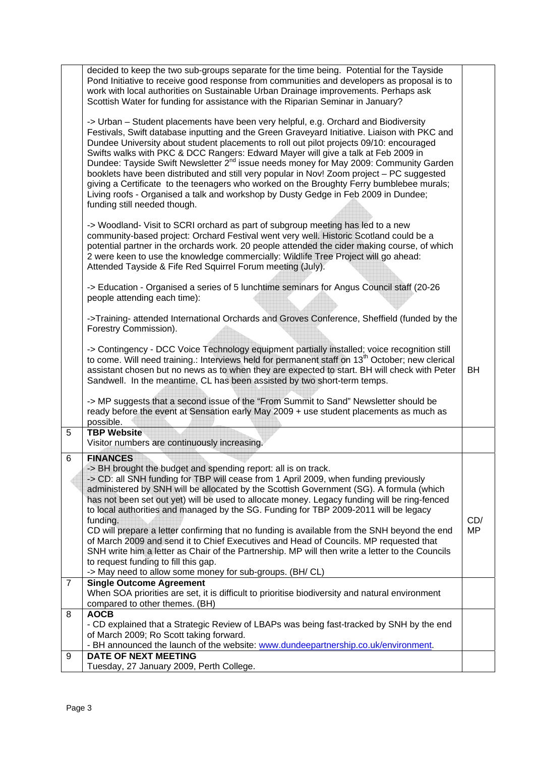| | | |
|---|---|---|
| | decided to keep the two sub-groups separate for the time being. Potential for the Tayside Pond Initiative to receive good response from communities and developers as proposal is to work with local authorities on Sustainable Urban Drainage improvements. Perhaps ask Scottish Water for funding for assistance with the Riparian Seminar in January?<br><br>-> Urban – Student placements have been very helpful, e.g. Orchard and Biodiversity Festivals, Swift database inputting and the Green Graveyard Initiative. Liaison with PKC and Dundee University about student placements to roll out pilot projects 09/10: encouraged Swifts walks with PKC & DCC Rangers: Edward Mayer will give a talk at Feb 2009 in Dundee: Tayside Swift Newsletter 2nd issue needs money for May 2009: Community Garden booklets have been distributed and still very popular in Nov! Zoom project – PC suggested giving a Certificate to the teenagers who worked on the Broughty Ferry bumblebee murals; Living roofs - Organised a talk and workshop by Dusty Gedge in Feb 2009 in Dundee; funding still needed though.<br><br>-> Woodland- Visit to SCRI orchard as part of subgroup meeting has led to a new community-based project: Orchard Festival went very well. Historic Scotland could be a potential partner in the orchards work. 20 people attended the cider making course, of which 2 were keen to use the knowledge commercially: Wildlife Tree Project will go ahead: Attended Tayside & Fife Red Squirrel Forum meeting (July).<br><br>-> Education - Organised a series of 5 lunchtime seminars for Angus Council staff (20-26 people attending each time):<br><br>->Training- attended International Orchards and Groves Conference, Sheffield (funded by the Forestry Commission).<br><br>-> Contingency - DCC Voice Technology equipment partially installed; voice recognition still to come. Will need training.: Interviews held for permanent staff on 13th October; new clerical assistant chosen but no news as to when they are expected to start. BH will check with Peter Sandwell. In the meantime, CL has been assisted by two short-term temps.<br><br>-> MP suggests that a second issue of the "From Summit to Sand" Newsletter should be ready before the event at Sensation early May 2009 + use student placements as much as possible. | BH |
| 5 | **TBP Website**<br>Visitor numbers are continuously increasing. | |
| 6 | **FINANCES**<br>-> BH brought the budget and spending report: all is on track.<br>-> CD: all SNH funding for TBP will cease from 1 April 2009, when funding previously administered by SNH will be allocated by the Scottish Government (SG). A formula (which has not been set out yet) will be used to allocate money. Legacy funding will be ring-fenced to local authorities and managed by the SG. Funding for TBP 2009-2011 will be legacy funding.<br>CD will prepare a letter confirming that no funding is available from the SNH beyond the end of March 2009 and send it to Chief Executives and Head of Councils. MP requested that SNH write him a letter as Chair of the Partnership. MP will then write a letter to the Councils to request funding to fill this gap.<br>-> May need to allow some money for sub-groups. (BH/ CL) | CD/ MP |
| 7 | **Single Outcome Agreement**<br>When SOA priorities are set, it is difficult to prioritise biodiversity and natural environment compared to other themes. (BH) | |
| 8 | **AOCB**<br>- CD explained that a Strategic Review of LBAPs was being fast-tracked by SNH by the end of March 2009; Ro Scott taking forward.<br>- BH announced the launch of the website: www.dundeepartnership.co.uk/environment. | |
| 9 | **DATE OF NEXT MEETING**<br>Tuesday, 27 January 2009, Perth College. | |